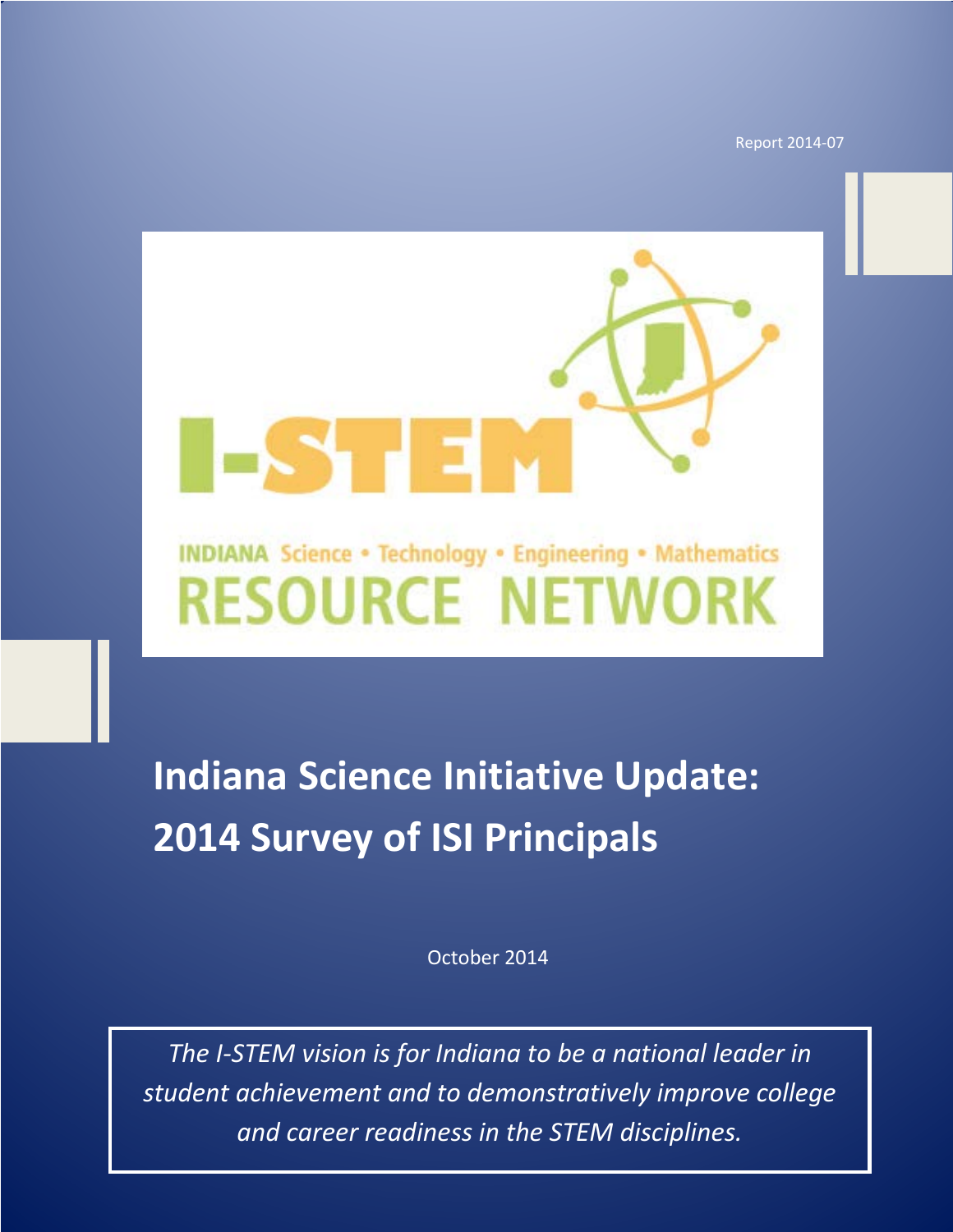Report 2014-07

I-STEM

INDIANA Science • Technology • Engineering • Mathematics

RESOURCE NETWORK

# Indiana Science Initiative Update: 2014 Survey of ISI Principals

October 2014

*The I-STEM vision is for Indiana to be a national leader in student achievement and to demonstratively improve college and career readiness in the STEM disciplines.*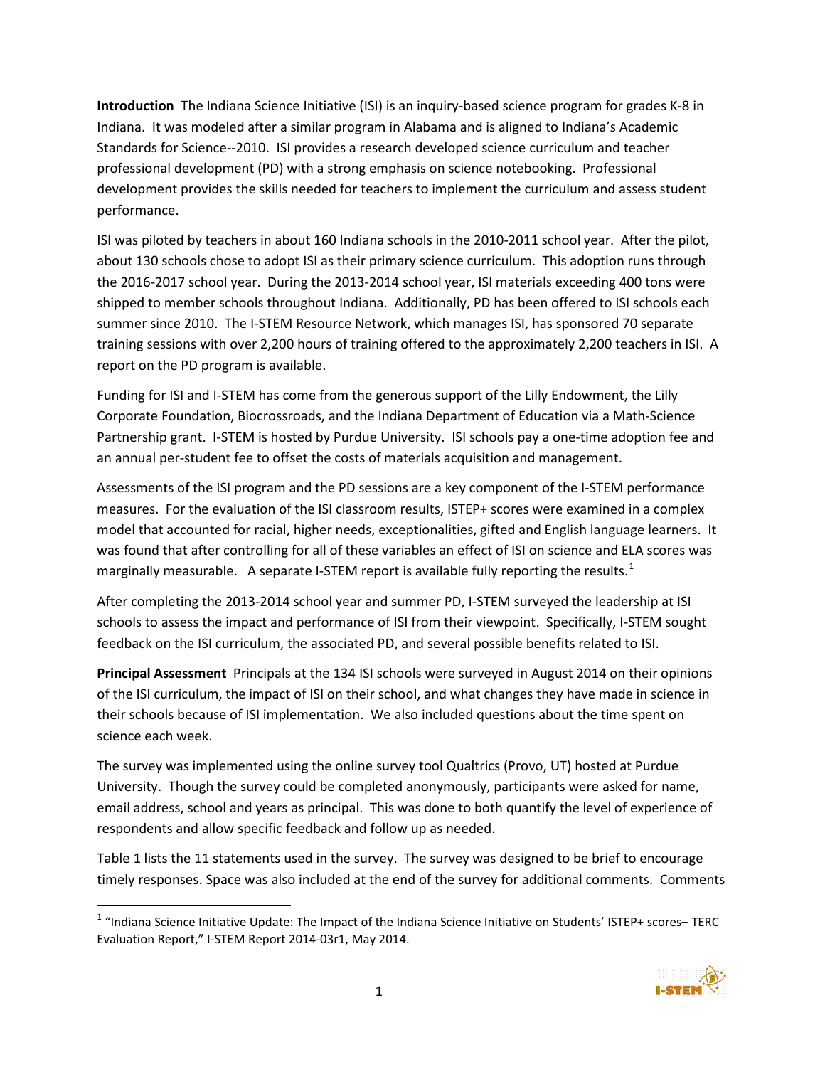**Introduction** The Indiana Science Initiative (ISI) is an inquiry-based science program for grades K-8 in Indiana. It was modeled after a similar program in Alabama and is aligned to Indiana's Academic Standards for Science--2010. ISI provides a research developed science curriculum and teacher professional development (PD) with a strong emphasis on science notebooking. Professional development provides the skills needed for teachers to implement the curriculum and assess student performance.

ISI was piloted by teachers in about 160 Indiana schools in the 2010-2011 school year. After the pilot, about 130 schools chose to adopt ISI as their primary science curriculum. This adoption runs through the 2016-2017 school year. During the 2013-2014 school year, ISI materials exceeding 400 tons were shipped to member schools throughout Indiana. Additionally, PD has been offered to ISI schools each summer since 2010. The I-STEM Resource Network, which manages ISI, has sponsored 70 separate training sessions with over 2,200 hours of training offered to the approximately 2,200 teachers in ISI. A report on the PD program is available.

Funding for ISI and I-STEM has come from the generous support of the Lilly Endowment, the Lilly Corporate Foundation, Biocrossroads, and the Indiana Department of Education via a Math-Science Partnership grant. I-STEM is hosted by Purdue University. ISI schools pay a one-time adoption fee and an annual per-student fee to offset the costs of materials acquisition and management.

Assessments of the ISI program and the PD sessions are a key component of the I-STEM performance measures. For the evaluation of the ISI classroom results, ISTEP+ scores were examined in a complex model that accounted for racial, higher needs, exceptionalities, gifted and English language learners. It was found that after controlling for all of these variables an effect of ISI on science and ELA scores was marginally measurable. A separate I-STEM report is available fully reporting the results.[1]

After completing the 2013-2014 school year and summer PD, I-STEM surveyed the leadership at ISI schools to assess the impact and performance of ISI from their viewpoint. Specifically, I-STEM sought feedback on the ISI curriculum, the associated PD, and several possible benefits related to ISI.

**Principal Assessment** Principals at the 134 ISI schools were surveyed in August 2014 on their opinions of the ISI curriculum, the impact of ISI on their school, and what changes they have made in science in their schools because of ISI implementation. We also included questions about the time spent on science each week.

The survey was implemented using the online survey tool Qualtrics (Provo, UT) hosted at Purdue University. Though the survey could be completed anonymously, participants were asked for name, email address, school and years as principal. This was done to both quantify the level of experience of respondents and allow specific feedback and follow up as needed.

Table 1 lists the 11 statements used in the survey. The survey was designed to be brief to encourage timely responses. Space was also included at the end of the survey for additional comments. Comments

---

[1] "Indiana Science Initiative Update: The Impact of the Indiana Science Initiative on Students' ISTEP+ scores– TERC Evaluation Report," I-STEM Report 2014-03r1, May 2014.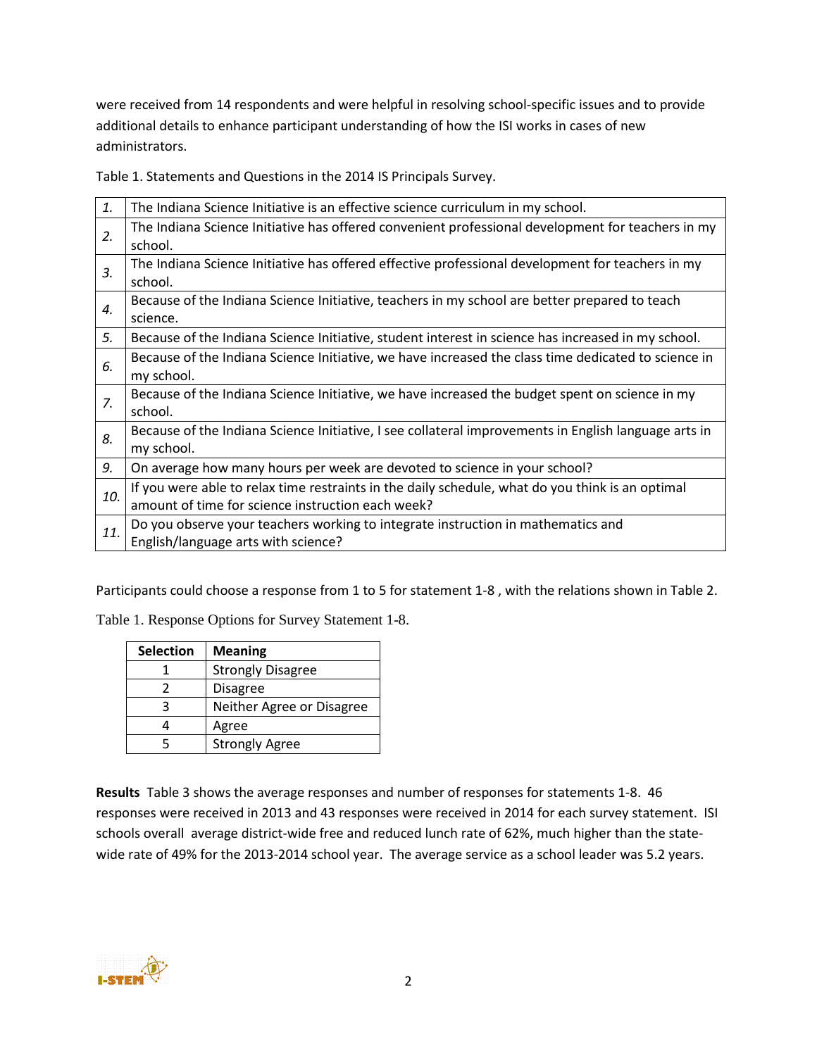were received from 14 respondents and were helpful in resolving school-specific issues and to provide additional details to enhance participant understanding of how the ISI works in cases of new administrators.

Table 1. Statements and Questions in the 2014 IS Principals Survey.

| | |
|---|---|
| *1.* | The Indiana Science Initiative is an effective science curriculum in my school. |
| *2.* | The Indiana Science Initiative has offered convenient professional development for teachers in my school. |
| *3.* | The Indiana Science Initiative has offered effective professional development for teachers in my school. |
| *4.* | Because of the Indiana Science Initiative, teachers in my school are better prepared to teach science. |
| *5.* | Because of the Indiana Science Initiative, student interest in science has increased in my school. |
| *6.* | Because of the Indiana Science Initiative, we have increased the class time dedicated to science in my school. |
| *7.* | Because of the Indiana Science Initiative, we have increased the budget spent on science in my school. |
| *8.* | Because of the Indiana Science Initiative, I see collateral improvements in English language arts in my school. |
| *9.* | On average how many hours per week are devoted to science in your school? |
| *10.* | If you were able to relax time restraints in the daily schedule, what do you think is an optimal amount of time for science instruction each week? |
| *11.* | Do you observe your teachers working to integrate instruction in mathematics and English/language arts with science? |

Participants could choose a response from 1 to 5 for statement 1-8 , with the relations shown in Table 2.

Table 1. Response Options for Survey Statement 1-8.

| Selection | Meaning |
|---|---|
| 1 | Strongly Disagree |
| 2 | Disagree |
| 3 | Neither Agree or Disagree |
| 4 | Agree |
| 5 | Strongly Agree |

**Results** Table 3 shows the average responses and number of responses for statements 1-8. 46 responses were received in 2013 and 43 responses were received in 2014 for each survey statement. ISI schools overall average district-wide free and reduced lunch rate of 62%, much higher than the state-wide rate of 49% for the 2013-2014 school year. The average service as a school leader was 5.2 years.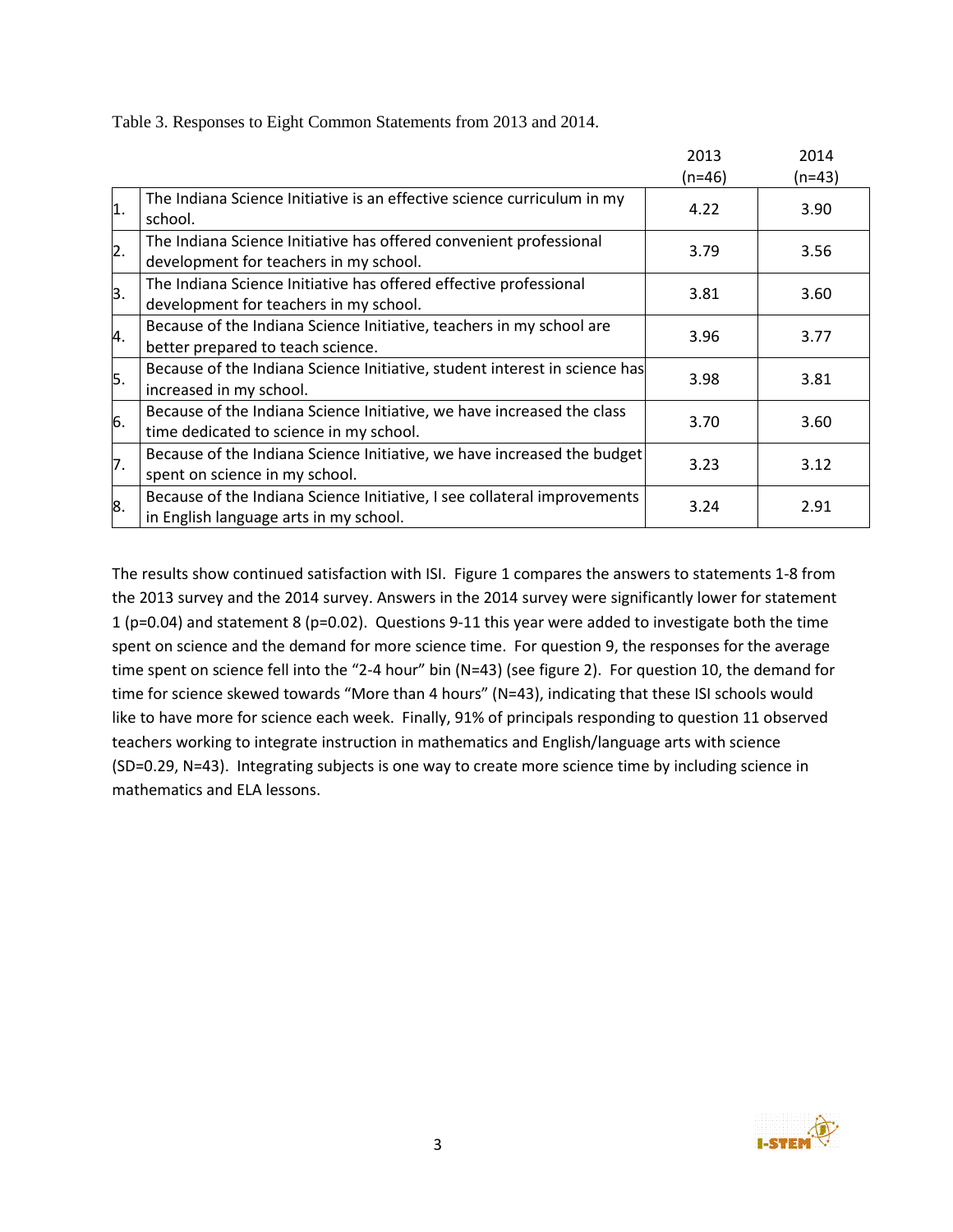Table 3. Responses to Eight Common Statements from 2013 and 2014.

| | | 2013 (n=46) | 2014 (n=43) |
|---|---|---|---|
| 1. | The Indiana Science Initiative is an effective science curriculum in my school. | 4.22 | 3.90 |
| 2. | The Indiana Science Initiative has offered convenient professional development for teachers in my school. | 3.79 | 3.56 |
| 3. | The Indiana Science Initiative has offered effective professional development for teachers in my school. | 3.81 | 3.60 |
| 4. | Because of the Indiana Science Initiative, teachers in my school are better prepared to teach science. | 3.96 | 3.77 |
| 5. | Because of the Indiana Science Initiative, student interest in science has increased in my school. | 3.98 | 3.81 |
| 6. | Because of the Indiana Science Initiative, we have increased the class time dedicated to science in my school. | 3.70 | 3.60 |
| 7. | Because of the Indiana Science Initiative, we have increased the budget spent on science in my school. | 3.23 | 3.12 |
| 8. | Because of the Indiana Science Initiative, I see collateral improvements in English language arts in my school. | 3.24 | 2.91 |

The results show continued satisfaction with ISI. Figure 1 compares the answers to statements 1-8 from the 2013 survey and the 2014 survey. Answers in the 2014 survey were significantly lower for statement 1 ($p=0.04$) and statement 8 ($p=0.02$). Questions 9-11 this year were added to investigate both the time spent on science and the demand for more science time. For question 9, the responses for the average time spent on science fell into the "2-4 hour" bin ($N=43$) (see figure 2). For question 10, the demand for time for science skewed towards "More than 4 hours" ($N=43$), indicating that these ISI schools would like to have more for science each week. Finally, 91% of principals responding to question 11 observed teachers working to integrate instruction in mathematics and English/language arts with science ($SD=0.29$, $N=43$). Integrating subjects is one way to create more science time by including science in mathematics and ELA lessons.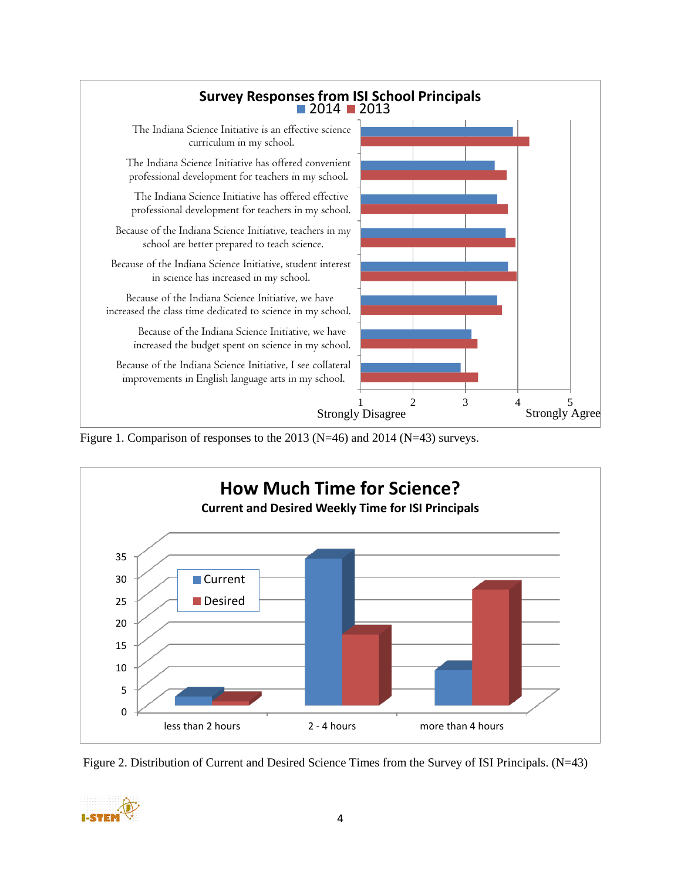**Survey Responses from ISI School Principals**

2014 | 2013

- The Indiana Science Initiative is an effective science curriculum in my school.
- The Indiana Science Initiative has offered convenient professional development for teachers in my school.
- The Indiana Science Initiative has offered effective professional development for teachers in my school.
- Because of the Indiana Science Initiative, teachers in my school are better prepared to teach science.
- Because of the Indiana Science Initiative, student interest in science has increased in my school.
- Because of the Indiana Science Initiative, we have increased the class time dedicated to science in my school.
- Because of the Indiana Science Initiative, we have increased the budget spent on science in my school.
- Because of the Indiana Science Initiative, I see collateral improvements in English language arts in my school.

1 Strongly Disagree — 2 — 3 — 4 — 5 Strongly Agree

Figure 1. Comparison of responses to the 2013 (N=46) and 2014 (N=43) surveys.

**How Much Time for Science?**

**Current and Desired Weekly Time for ISI Principals**

Current | Desired

less than 2 hours | 2 - 4 hours | more than 4 hours

Figure 2. Distribution of Current and Desired Science Times from the Survey of ISI Principals. (N=43)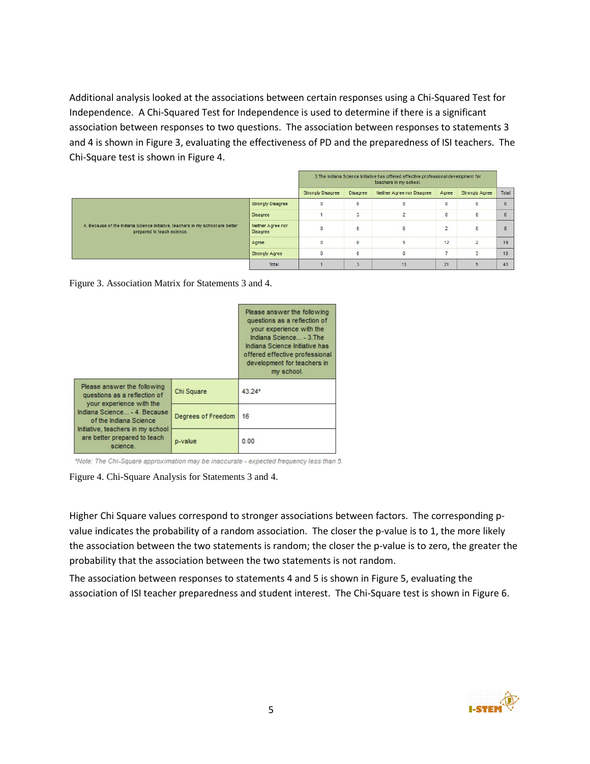Additional analysis looked at the associations between certain responses using a Chi-Squared Test for Independence. A Chi-Squared Test for Independence is used to determine if there is a significant association between responses to two questions. The association between responses to statements 3 and 4 is shown in Figure 3, evaluating the effectiveness of PD and the preparedness of ISI teachers. The Chi-Square test is shown in Figure 4.

| | | 3.The Indiana Science Initiative has offered effective professional development for teachers in my school. | | | | | |
|---|---|---|---|---|---|---|---|
| | | Strongly Disagree | Disagree | Neither Agree nor Disagree | Agree | Strongly Agree | Total |
| 4. Because of the Indiana Science Initiative, teachers in my school are better prepared to teach science. | Strongly Disagree | 0 | 0 | 0 | 0 | 0 | 0 |
| | Disagree | 1 | 3 | 2 | 0 | 0 | 6 |
| | Neither Agree nor Disagree | 0 | 0 | 6 | 2 | 0 | 8 |
| | Agree | 0 | 0 | 5 | 12 | 2 | 19 |
| | Strongly Agree | 0 | 0 | 0 | 7 | 3 | 10 |
| | Total | 1 | 3 | 13 | 21 | 5 | 43 |

Figure 3. Association Matrix for Statements 3 and 4.

| | | Please answer the following questions as a reflection of your experience with the Indiana Science... - 3.The Indiana Science Initiative has offered effective professional development for teachers in my school. |
|---|---|---|
| Please answer the following questions as a reflection of your experience with the Indiana Science... - 4. Because of the Indiana Science Initiative, teachers in my school are better prepared to teach science. | Chi Square | 43.24* |
| | Degrees of Freedom | 16 |
| | p-value | 0.00 |

*Note: The Chi-Square approximation may be inaccurate - expected frequency less than 5.

Figure 4. Chi-Square Analysis for Statements 3 and 4.

Higher Chi Square values correspond to stronger associations between factors. The corresponding p-value indicates the probability of a random association. The closer the p-value is to 1, the more likely the association between the two statements is random; the closer the p-value is to zero, the greater the probability that the association between the two statements is not random.

The association between responses to statements 4 and 5 is shown in Figure 5, evaluating the association of ISI teacher preparedness and student interest. The Chi-Square test is shown in Figure 6.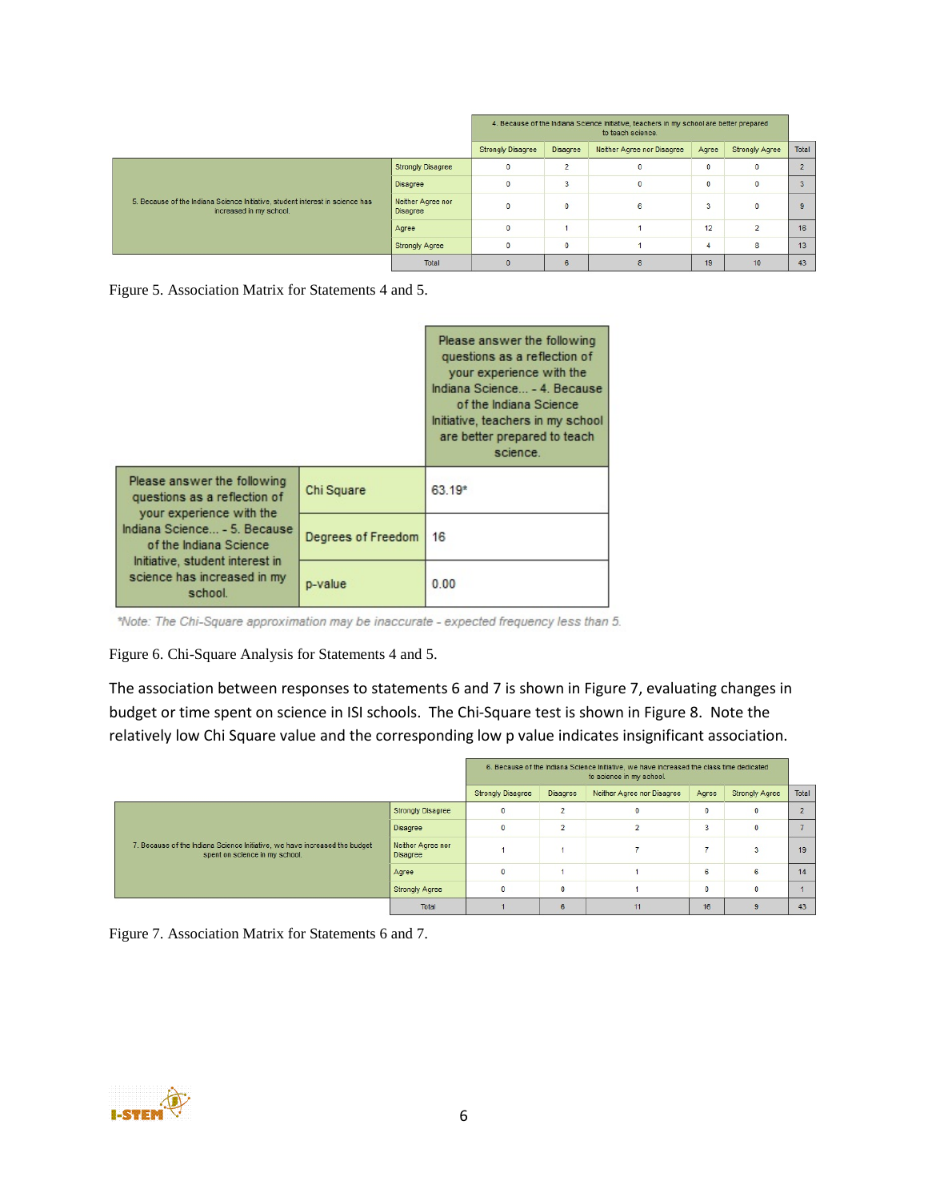|  |  | 4. Because of the Indiana Science Initiative, teachers in my school are better prepared to teach science. |  |  |  |  |  |
|---|---|---|---|---|---|---|---|
|  |  | Strongly Disagree | Disagree | Neither Agree nor Disagree | Agree | Strongly Agree | Total |
| 5. Because of the Indiana Science Initiative, student interest in science has increased in my school. | Strongly Disagree | 0 | 2 | 0 | 0 | 0 | 2 |
|  | Disagree | 0 | 3 | 0 | 0 | 0 | 3 |
|  | Neither Agree nor Disagree | 0 | 0 | 6 | 3 | 0 | 9 |
|  | Agree | 0 | 1 | 1 | 12 | 2 | 16 |
|  | Strongly Agree | 0 | 0 | 1 | 4 | 8 | 13 |
|  | Total | 0 | 6 | 8 | 19 | 10 | 43 |

Figure 5. Association Matrix for Statements 4 and 5.

|  |  | Please answer the following questions as a reflection of your experience with the Indiana Science... - 4. Because of the Indiana Science Initiative, teachers in my school are better prepared to teach science. |
|---|---|---|
| Please answer the following questions as a reflection of your experience with the Indiana Science... - 5. Because of the Indiana Science Initiative, student interest in science has increased in my school. | Chi Square | 63.19* |
|  | Degrees of Freedom | 16 |
|  | p-value | 0.00 |

*Note: The Chi-Square approximation may be inaccurate - expected frequency less than 5.*

Figure 6. Chi-Square Analysis for Statements 4 and 5.

The association between responses to statements 6 and 7 is shown in Figure 7, evaluating changes in budget or time spent on science in ISI schools. The Chi-Square test is shown in Figure 8. Note the relatively low Chi Square value and the corresponding low p value indicates insignificant association.

|  |  | 6. Because of the Indiana Science Initiative, we have increased the class time dedicated to science in my school. |  |  |  |  |  |
|---|---|---|---|---|---|---|---|
|  |  | Strongly Disagree | Disagree | Neither Agree nor Disagree | Agree | Strongly Agree | Total |
| 7. Because of the Indiana Science Initiative, we have increased the budget spent on science in my school. | Strongly Disagree | 0 | 2 | 0 | 0 | 0 | 2 |
|  | Disagree | 0 | 2 | 2 | 3 | 0 | 7 |
|  | Neither Agree nor Disagree | 1 | 1 | 7 | 7 | 3 | 19 |
|  | Agree | 0 | 1 | 1 | 6 | 6 | 14 |
|  | Strongly Agree | 0 | 0 | 1 | 0 | 0 | 1 |
|  | Total | 1 | 6 | 11 | 16 | 9 | 43 |

Figure 7. Association Matrix for Statements 6 and 7.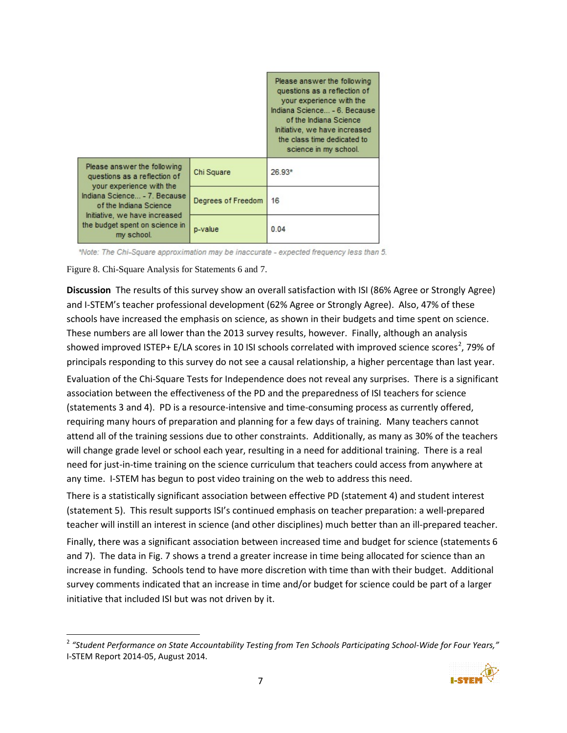| | | Please answer the following questions as a reflection of your experience with the Indiana Science... - 6. Because of the Indiana Science Initiative, we have increased the class time dedicated to science in my school. |
|---|---|---|
| Please answer the following questions as a reflection of your experience with the Indiana Science... - 7. Because of the Indiana Science Initiative, we have increased the budget spent on science in my school. | Chi Square | 26.93* |
| | Degrees of Freedom | 16 |
| | p-value | 0.04 |

*Note: The Chi-Square approximation may be inaccurate - expected frequency less than 5.*

Figure 8. Chi-Square Analysis for Statements 6 and 7.

**Discussion** The results of this survey show an overall satisfaction with ISI (86% Agree or Strongly Agree) and I-STEM's teacher professional development (62% Agree or Strongly Agree). Also, 47% of these schools have increased the emphasis on science, as shown in their budgets and time spent on science. These numbers are all lower than the 2013 survey results, however. Finally, although an analysis showed improved ISTEP+ E/LA scores in 10 ISI schools correlated with improved science scores[2], 79% of principals responding to this survey do not see a causal relationship, a higher percentage than last year.

Evaluation of the Chi-Square Tests for Independence does not reveal any surprises. There is a significant association between the effectiveness of the PD and the preparedness of ISI teachers for science (statements 3 and 4). PD is a resource-intensive and time-consuming process as currently offered, requiring many hours of preparation and planning for a few days of training. Many teachers cannot attend all of the training sessions due to other constraints. Additionally, as many as 30% of the teachers will change grade level or school each year, resulting in a need for additional training. There is a real need for just-in-time training on the science curriculum that teachers could access from anywhere at any time. I-STEM has begun to post video training on the web to address this need.

There is a statistically significant association between effective PD (statement 4) and student interest (statement 5). This result supports ISI's continued emphasis on teacher preparation: a well-prepared teacher will instill an interest in science (and other disciplines) much better than an ill-prepared teacher.

Finally, there was a significant association between increased time and budget for science (statements 6 and 7). The data in Fig. 7 shows a trend a greater increase in time being allocated for science than an increase in funding. Schools tend to have more discretion with time than with their budget. Additional survey comments indicated that an increase in time and/or budget for science could be part of a larger initiative that included ISI but was not driven by it.

[2] *"Student Performance on State Accountability Testing from Ten Schools Participating School-Wide for Four Years,"* I-STEM Report 2014-05, August 2014.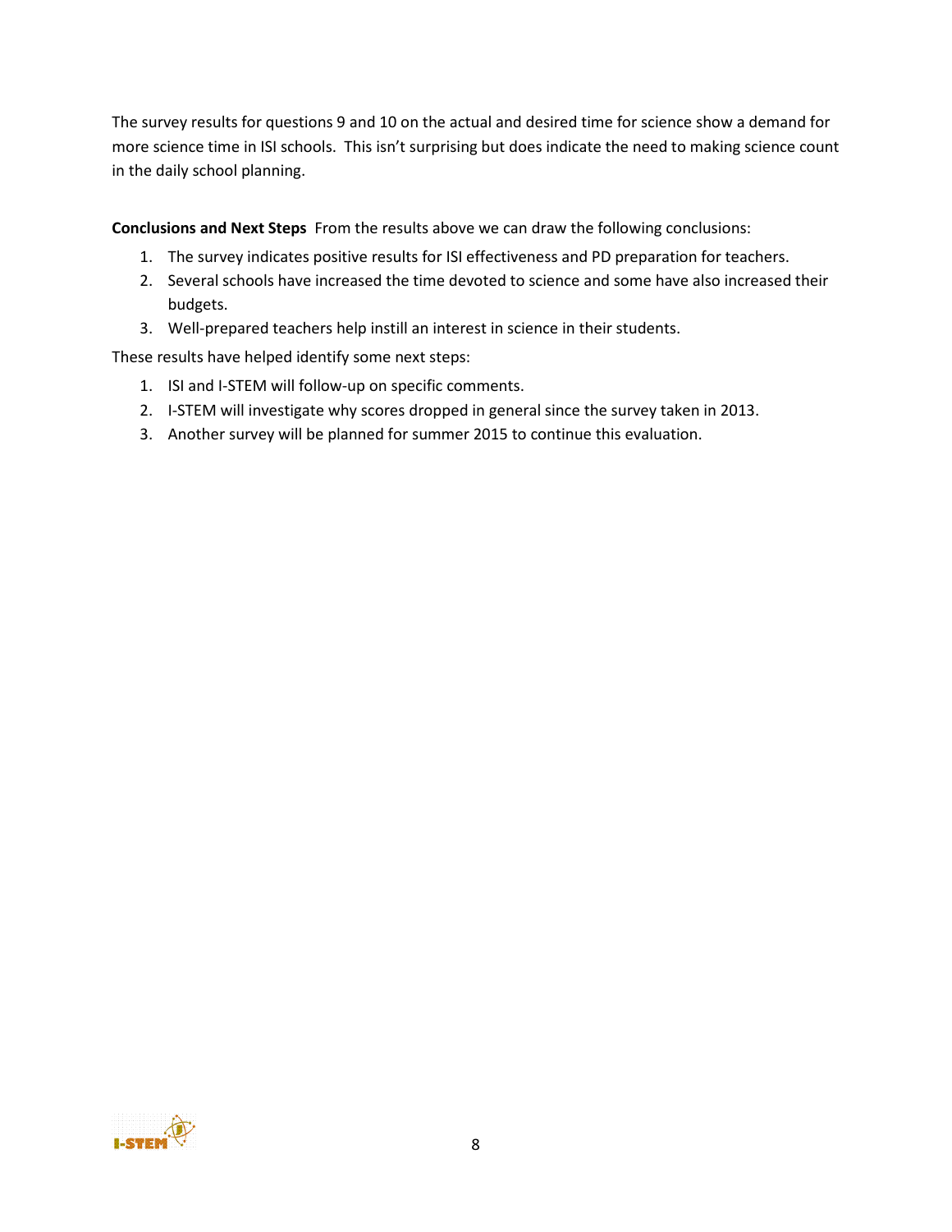The survey results for questions 9 and 10 on the actual and desired time for science show a demand for more science time in ISI schools. This isn't surprising but does indicate the need to making science count in the daily school planning.

**Conclusions and Next Steps** From the results above we can draw the following conclusions:

1. The survey indicates positive results for ISI effectiveness and PD preparation for teachers.
2. Several schools have increased the time devoted to science and some have also increased their budgets.
3. Well-prepared teachers help instill an interest in science in their students.

These results have helped identify some next steps:

1. ISI and I-STEM will follow-up on specific comments.
2. I-STEM will investigate why scores dropped in general since the survey taken in 2013.
3. Another survey will be planned for summer 2015 to continue this evaluation.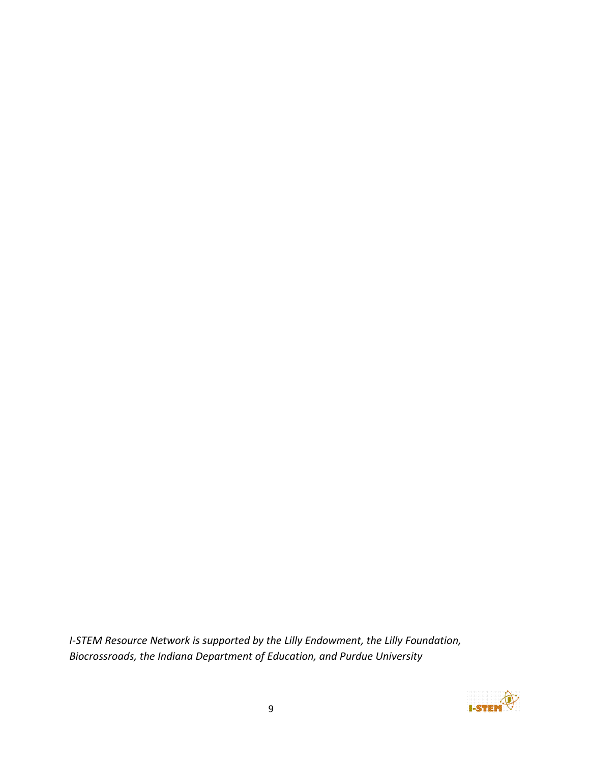*I-STEM Resource Network is supported by the Lilly Endowment, the Lilly Foundation, Biocrossroads, the Indiana Department of Education, and Purdue University*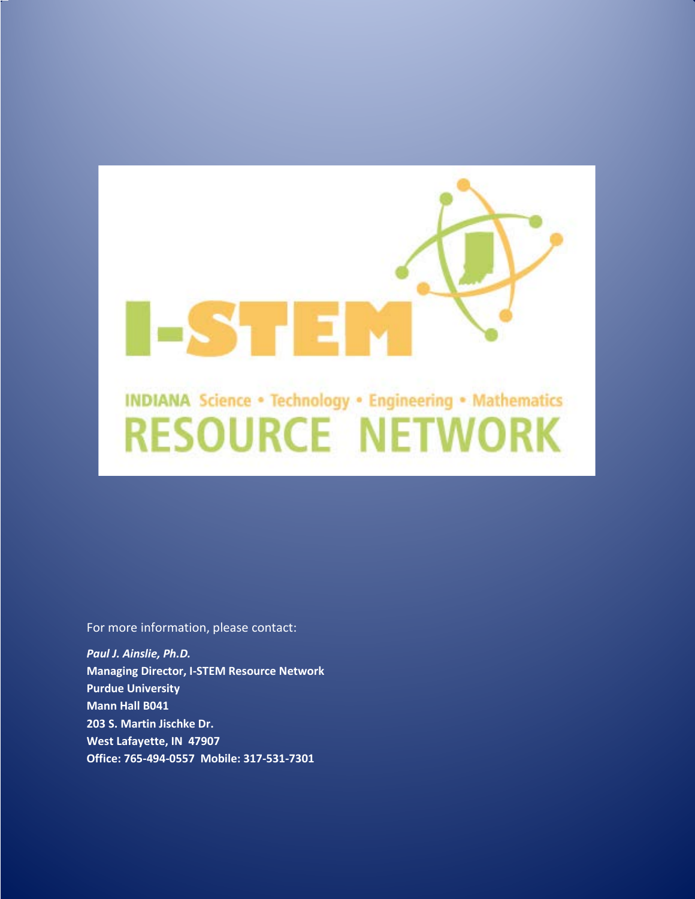I-STEM

INDIANA Science • Technology • Engineering • Mathematics
RESOURCE NETWORK

For more information, please contact:

***Paul J. Ainslie, Ph.D.***
**Managing Director, I-STEM Resource Network**
**Purdue University**
**Mann Hall B041**
**203 S. Martin Jischke Dr.**
**West Lafayette, IN 47907**
**Office: 765-494-0557 Mobile: 317-531-7301**